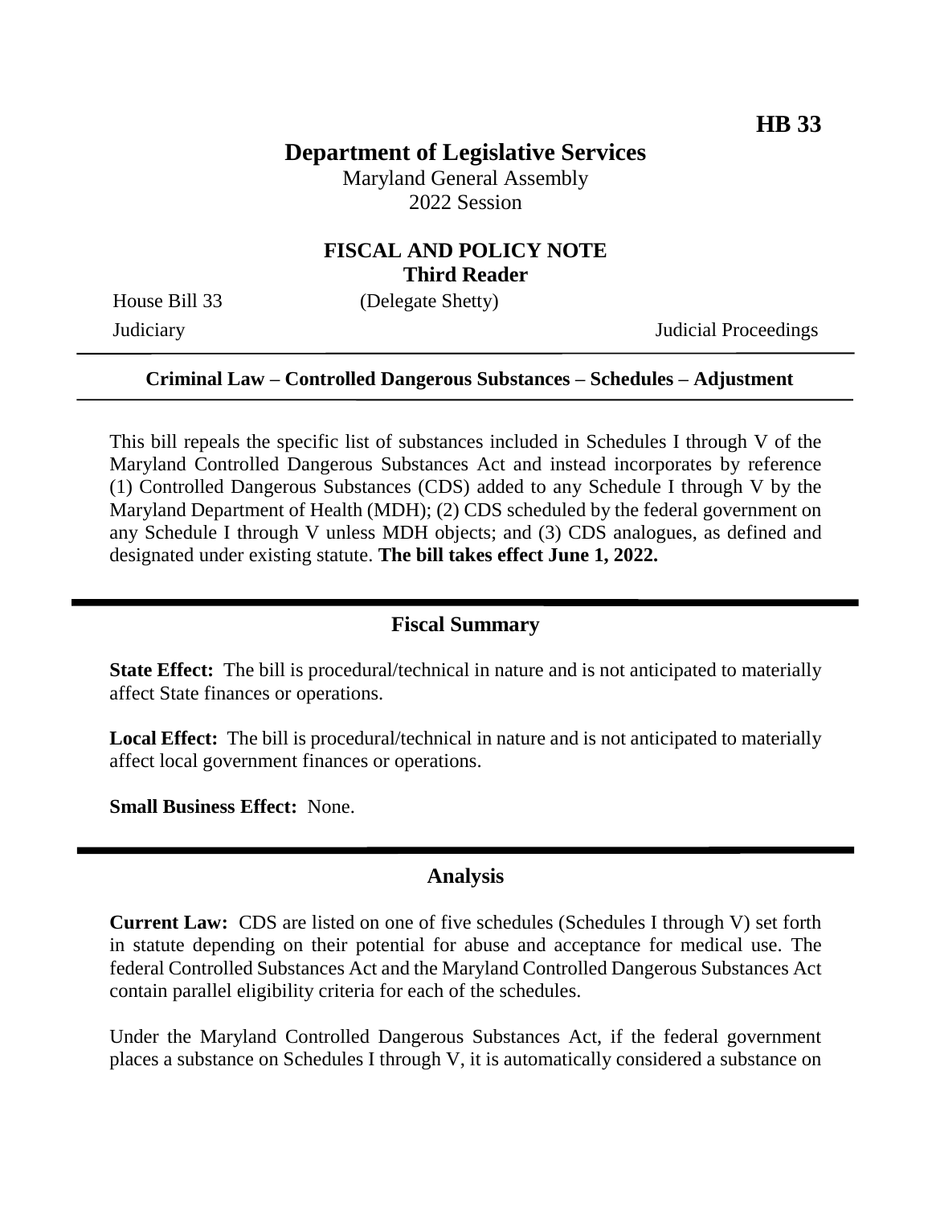HB 33

# Department of Legislative Services

Maryland General Assembly
2022 Session

## FISCAL AND POLICY NOTE
**Third Reader**

House Bill 33 (Delegate Shetty)
Judiciary Judicial Proceedings

---

**Criminal Law – Controlled Dangerous Substances – Schedules – Adjustment**

---

This bill repeals the specific list of substances included in Schedules I through V of the Maryland Controlled Dangerous Substances Act and instead incorporates by reference (1) Controlled Dangerous Substances (CDS) added to any Schedule I through V by the Maryland Department of Health (MDH); (2) CDS scheduled by the federal government on any Schedule I through V unless MDH objects; and (3) CDS analogues, as defined and designated under existing statute. **The bill takes effect June 1, 2022.**

## Fiscal Summary

**State Effect:** The bill is procedural/technical in nature and is not anticipated to materially affect State finances or operations.

**Local Effect:** The bill is procedural/technical in nature and is not anticipated to materially affect local government finances or operations.

**Small Business Effect:** None.

## Analysis

**Current Law:** CDS are listed on one of five schedules (Schedules I through V) set forth in statute depending on their potential for abuse and acceptance for medical use. The federal Controlled Substances Act and the Maryland Controlled Dangerous Substances Act contain parallel eligibility criteria for each of the schedules.

Under the Maryland Controlled Dangerous Substances Act, if the federal government places a substance on Schedules I through V, it is automatically considered a substance on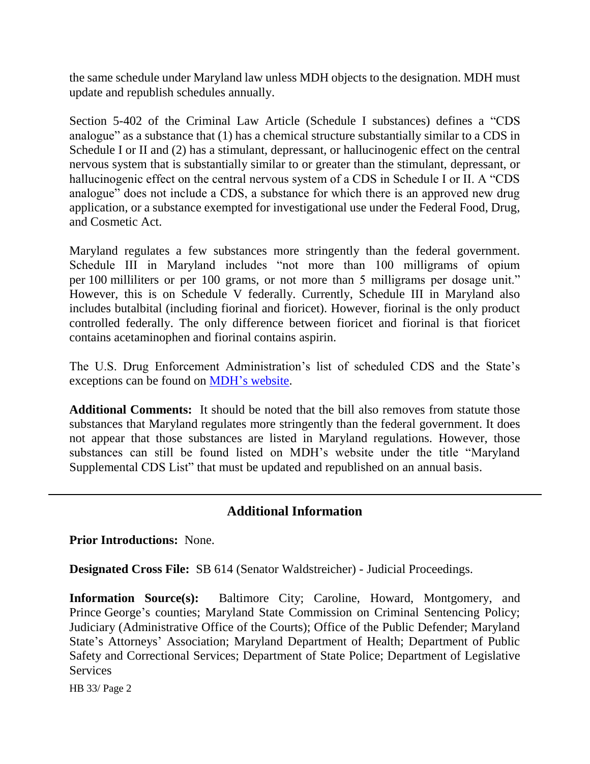the same schedule under Maryland law unless MDH objects to the designation. MDH must update and republish schedules annually.

Section 5-402 of the Criminal Law Article (Schedule I substances) defines a "CDS analogue" as a substance that (1) has a chemical structure substantially similar to a CDS in Schedule I or II and (2) has a stimulant, depressant, or hallucinogenic effect on the central nervous system that is substantially similar to or greater than the stimulant, depressant, or hallucinogenic effect on the central nervous system of a CDS in Schedule I or II. A "CDS analogue" does not include a CDS, a substance for which there is an approved new drug application, or a substance exempted for investigational use under the Federal Food, Drug, and Cosmetic Act.

Maryland regulates a few substances more stringently than the federal government. Schedule III in Maryland includes "not more than 100 milligrams of opium per 100 milliliters or per 100 grams, or not more than 5 milligrams per dosage unit." However, this is on Schedule V federally. Currently, Schedule III in Maryland also includes butalbital (including fiorinal and fioricet). However, fiorinal is the only product controlled federally. The only difference between fioricet and fiorinal is that fioricet contains acetaminophen and fiorinal contains aspirin.

The U.S. Drug Enforcement Administration's list of scheduled CDS and the State's exceptions can be found on [MDH's website](#).

**Additional Comments:** It should be noted that the bill also removes from statute those substances that Maryland regulates more stringently than the federal government. It does not appear that those substances are listed in Maryland regulations. However, those substances can still be found listed on MDH's website under the title "Maryland Supplemental CDS List" that must be updated and republished on an annual basis.

---

## Additional Information

**Prior Introductions:** None.

**Designated Cross File:** SB 614 (Senator Waldstreicher) - Judicial Proceedings.

**Information Source(s):** Baltimore City; Caroline, Howard, Montgomery, and Prince George's counties; Maryland State Commission on Criminal Sentencing Policy; Judiciary (Administrative Office of the Courts); Office of the Public Defender; Maryland State's Attorneys' Association; Maryland Department of Health; Department of Public Safety and Correctional Services; Department of State Police; Department of Legislative Services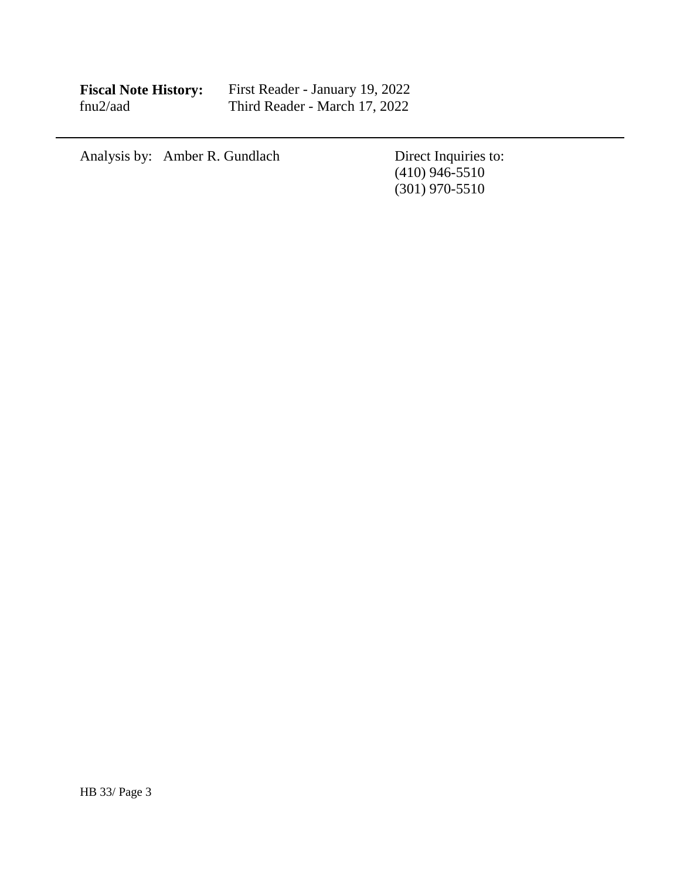| | |
|---|---|
| **Fiscal Note History:** | First Reader - January 19, 2022 |
| fnu2/aad | Third Reader - March 17, 2022 |

---

| | |
|---|---|
| Analysis by: Amber R. Gundlach | Direct Inquiries to: (410) 946-5510 (301) 970-5510 |